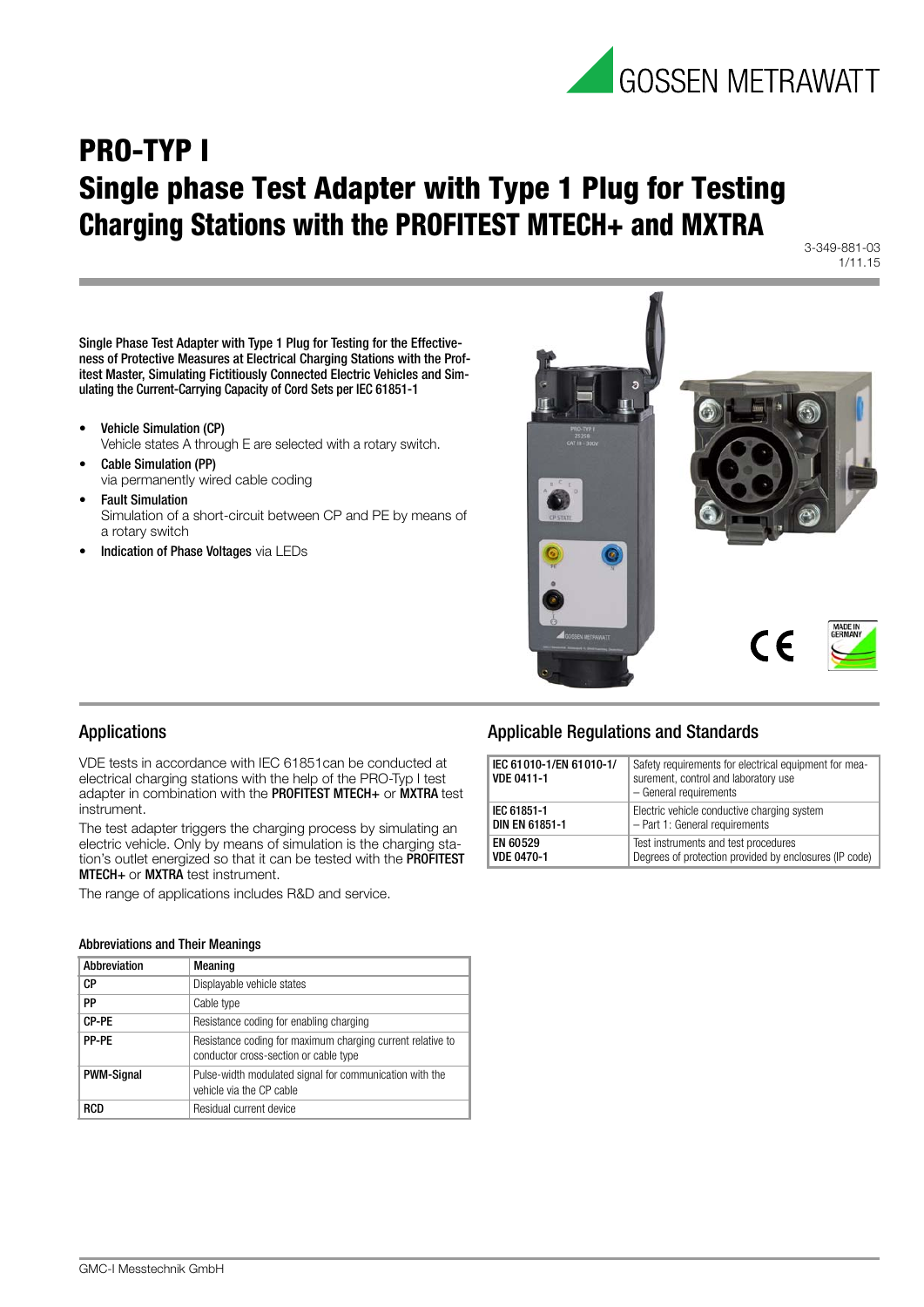# PRO-TYP I

# Single phase Test Adapter with Type 1 Plug for Testing Charging Stations with the PROFITEST MTECH+ and MXTRA

3-349-881-03
1/11.15

**Single Phase Test Adapter with Type 1 Plug for Testing for the Effectiveness of Protective Measures at Electrical Charging Stations with the Profitest Master, Simulating Fictitiously Connected Electric Vehicles and Simulating the Current-Carrying Capacity of Cord Sets per IEC 61851-1**

- **Vehicle Simulation (CP)**
  Vehicle states A through E are selected with a rotary switch.
- **Cable Simulation (PP)**
  via permanently wired cable coding
- **Fault Simulation**
  Simulation of a short-circuit between CP and PE by means of a rotary switch
- **Indication of Phase Voltages** via LEDs

## Applications

VDE tests in accordance with IEC 61851can be conducted at electrical charging stations with the help of the PRO-Typ I test adapter in combination with the **PROFITEST MTECH+** or **MXTRA** test instrument.

The test adapter triggers the charging process by simulating an electric vehicle. Only by means of simulation is the charging station's outlet energized so that it can be tested with the **PROFITEST MTECH+** or **MXTRA** test instrument.

The range of applications includes R&D and service.

### Abbreviations and Their Meanings

| Abbreviation | Meaning |
|---|---|
| **CP** | Displayable vehicle states |
| **PP** | Cable type |
| **CP-PE** | Resistance coding for enabling charging |
| **PP-PE** | Resistance coding for maximum charging current relative to conductor cross-section or cable type |
| **PWM-Signal** | Pulse-width modulated signal for communication with the vehicle via the CP cable |
| **RCD** | Residual current device |

## Applicable Regulations and Standards

| | |
|---|---|
| **IEC 61010-1/EN 61010-1/ VDE 0411-1** | Safety requirements for electrical equipment for measurement, control and laboratory use – General requirements |
| **IEC 61851-1 DIN EN 61851-1** | Electric vehicle conductive charging system – Part 1: General requirements |
| **EN 60529 VDE 0470-1** | Test instruments and test procedures Degrees of protection provided by enclosures (IP code) |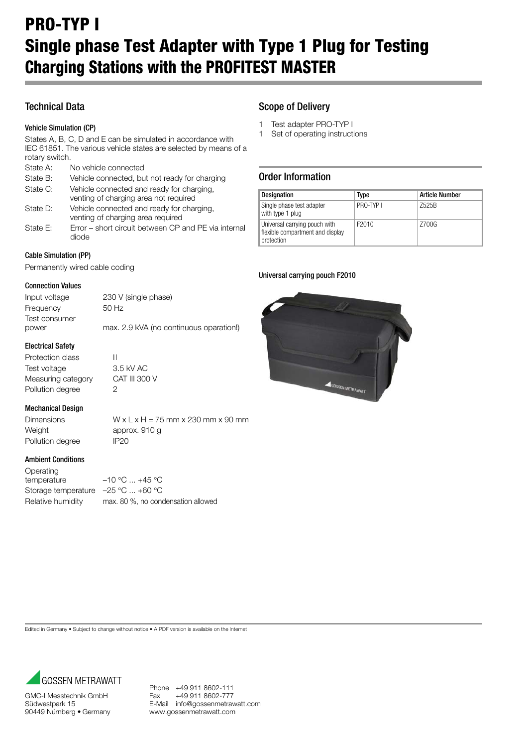# PRO-TYP I
# Single phase Test Adapter with Type 1 Plug for Testing Charging Stations with the PROFITEST MASTER

## Technical Data

### Vehicle Simulation (CP)

States A, B, C, D and E can be simulated in accordance with IEC 61851. The various vehicle states are selected by means of a rotary switch.

| | |
|---|---|
| State A: | No vehicle connected |
| State B: | Vehicle connected, but not ready for charging |
| State C: | Vehicle connected and ready for charging, venting of charging area not required |
| State D: | Vehicle connected and ready for charging, venting of charging area required |
| State E: | Error – short circuit between CP and PE via internal diode |

### Cable Simulation (PP)

Permanently wired cable coding

### Connection Values

| | |
|---|---|
| Input voltage | 230 V (single phase) |
| Frequency | 50 Hz |
| Test consumer power | max. 2.9 kVA (no continuous oparation!) |

### Electrical Safety

| | |
|---|---|
| Protection class | II |
| Test voltage | 3.5 kV AC |
| Measuring category | CAT III 300 V |
| Pollution degree | 2 |

### Mechanical Design

| | |
|---|---|
| Dimensions | W x L x H = 75 mm x 230 mm x 90 mm |
| Weight | approx. 910 g |
| Pollution degree | IP20 |

### Ambient Conditions

| | |
|---|---|
| Operating temperature | –10 °C ... +45 °C |
| Storage temperature | –25 °C ... +60 °C |
| Relative humidity | max. 80 %, no condensation allowed |

## Scope of Delivery

1 Test adapter PRO-TYP I
1 Set of operating instructions

## Order Information

| Designation | Type | Article Number |
|---|---|---|
| Single phase test adapter with type 1 plug | PRO-TYP I | Z525B |
| Universal carrying pouch with flexible compartment and display protection | F2010 | Z700G |

### Universal carrying pouch F2010

Edited in Germany • Subject to change without notice • A PDF version is available on the Internet

GOSSEN METRAWATT

GMC-I Messtechnik GmbH
Südwestpark 15
90449 Nürnberg • Germany

Phone +49 911 8602-111
Fax +49 911 8602-777
E-Mail info@gossenmetrawatt.com
www.gossenmetrawatt.com